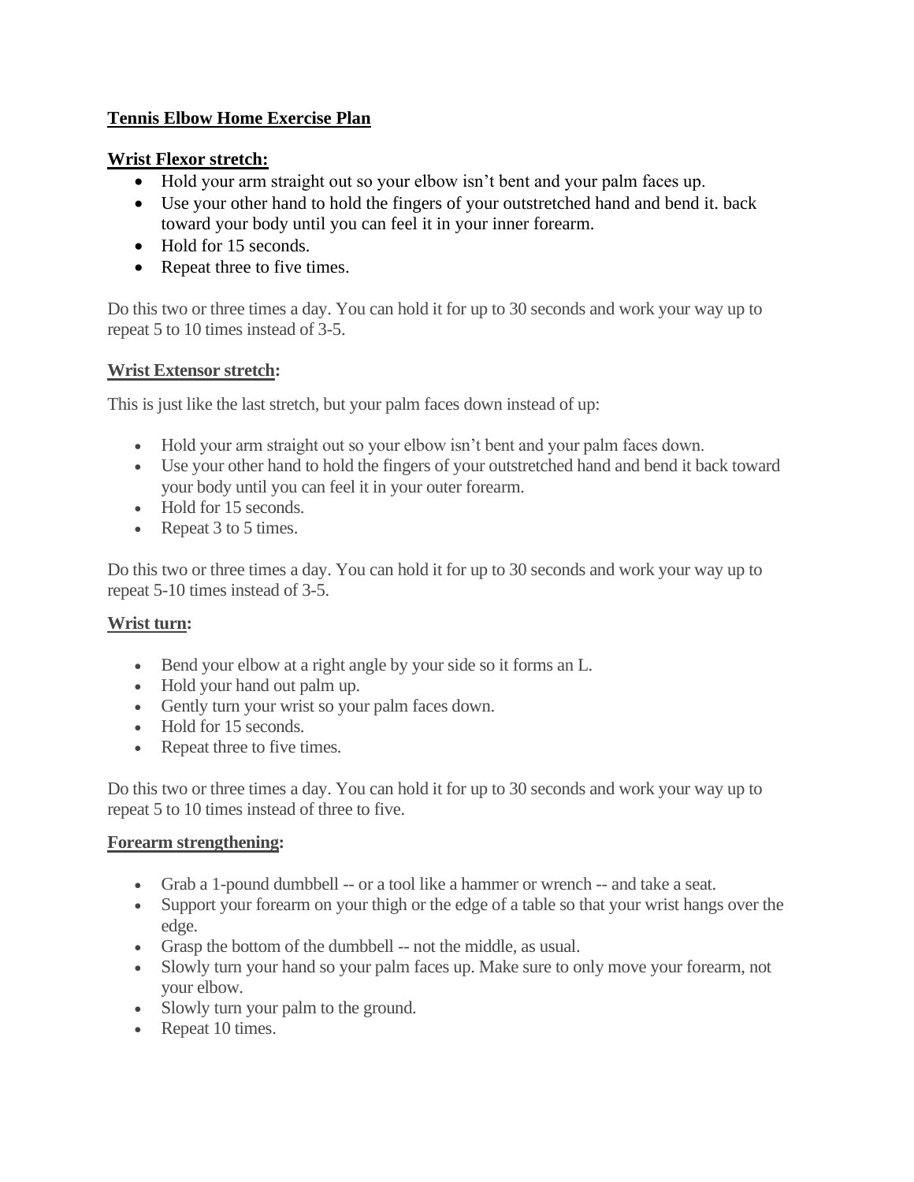**Tennis Elbow Home Exercise Plan**

**Wrist Flexor stretch:**

- Hold your arm straight out so your elbow isn't bent and your palm faces up.
- Use your other hand to hold the fingers of your outstretched hand and bend it. back toward your body until you can feel it in your inner forearm.
- Hold for 15 seconds.
- Repeat three to five times.

Do this two or three times a day. You can hold it for up to 30 seconds and work your way up to repeat 5 to 10 times instead of 3-5.

**Wrist Extensor stretch:**

This is just like the last stretch, but your palm faces down instead of up:

- Hold your arm straight out so your elbow isn't bent and your palm faces down.
- Use your other hand to hold the fingers of your outstretched hand and bend it back toward your body until you can feel it in your outer forearm.
- Hold for 15 seconds.
- Repeat 3 to 5 times.

Do this two or three times a day. You can hold it for up to 30 seconds and work your way up to repeat 5-10 times instead of 3-5.

**Wrist turn:**

- Bend your elbow at a right angle by your side so it forms an L.
- Hold your hand out palm up.
- Gently turn your wrist so your palm faces down.
- Hold for 15 seconds.
- Repeat three to five times.

Do this two or three times a day. You can hold it for up to 30 seconds and work your way up to repeat 5 to 10 times instead of three to five.

**Forearm strengthening:**

- Grab a 1-pound dumbbell -- or a tool like a hammer or wrench -- and take a seat.
- Support your forearm on your thigh or the edge of a table so that your wrist hangs over the edge.
- Grasp the bottom of the dumbbell -- not the middle, as usual.
- Slowly turn your hand so your palm faces up. Make sure to only move your forearm, not your elbow.
- Slowly turn your palm to the ground.
- Repeat 10 times.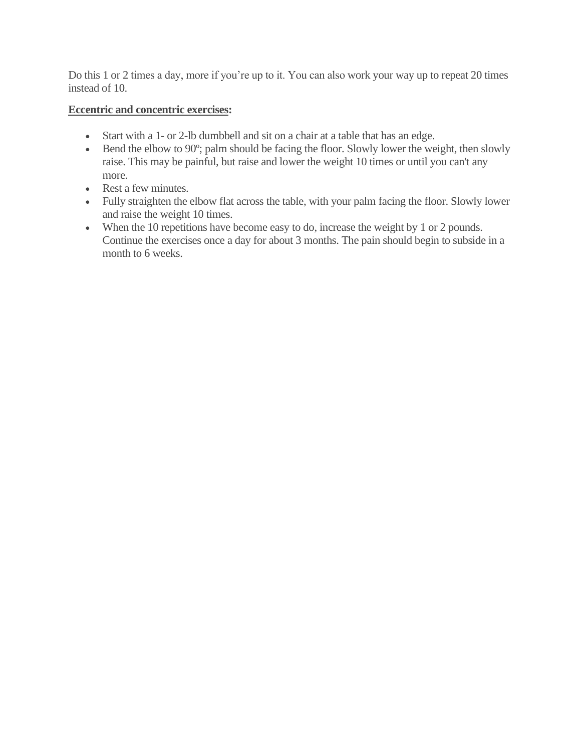Do this 1 or 2 times a day, more if you're up to it. You can also work your way up to repeat 20 times instead of 10.

**Eccentric and concentric exercises:**

- Start with a 1- or 2-lb dumbbell and sit on a chair at a table that has an edge.
- Bend the elbow to 90º; palm should be facing the floor. Slowly lower the weight, then slowly raise. This may be painful, but raise and lower the weight 10 times or until you can't any more.
- Rest a few minutes.
- Fully straighten the elbow flat across the table, with your palm facing the floor. Slowly lower and raise the weight 10 times.
- When the 10 repetitions have become easy to do, increase the weight by 1 or 2 pounds. Continue the exercises once a day for about 3 months. The pain should begin to subside in a month to 6 weeks.